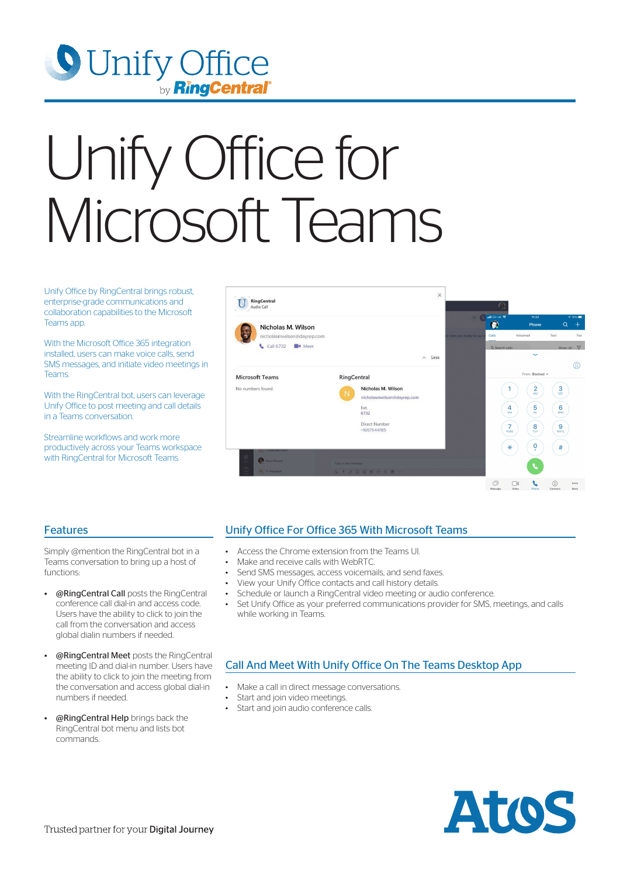# Unify Office for Microsoft Teams

Unify Office by RingCentral brings robust, enterprise-grade communications and collaboration capabilities to the Microsoft Teams app.

With the Microsoft Office 365 integration installed, users can make voice calls, send SMS messages, and initiate video meetings in Teams.

With the RingCentral bot, users can leverage Unify Office to post meeting and call details in a Teams conversation.

Streamline workflows and work more productively across your Teams workspace with RingCentral for Microsoft Teams.

## Features

Simply @mention the RingCentral bot in a Teams conversation to bring up a host of functions:

- **@RingCentral Call** posts the RingCentral conference call dial-in and access code. Users have the ability to click to join the call from the conversation and access global dialin numbers if needed.
- **@RingCentral Meet** posts the RingCentral meeting ID and dial-in number. Users have the ability to click to join the meeting from the conversation and access global dial-in numbers if needed.
- **@RingCentral Help** brings back the RingCentral bot menu and lists bot commands.

## Unify Office For Office 365 With Microsoft Teams

- Access the Chrome extension from the Teams UI.
- Make and receive calls with WebRTC.
- Send SMS messages, access voicemails, and send faxes.
- View your Unify Office contacts and call history details.
- Schedule or launch a RingCentral video meeting or audio conference.
- Set Unify Office as your preferred communications provider for SMS, meetings, and calls while working in Teams.

## Call And Meet With Unify Office On The Teams Desktop App

- Make a call in direct message conversations.
- Start and join video meetings.
- Start and join audio conference calls.

Trusted partner for your **Digital Journey**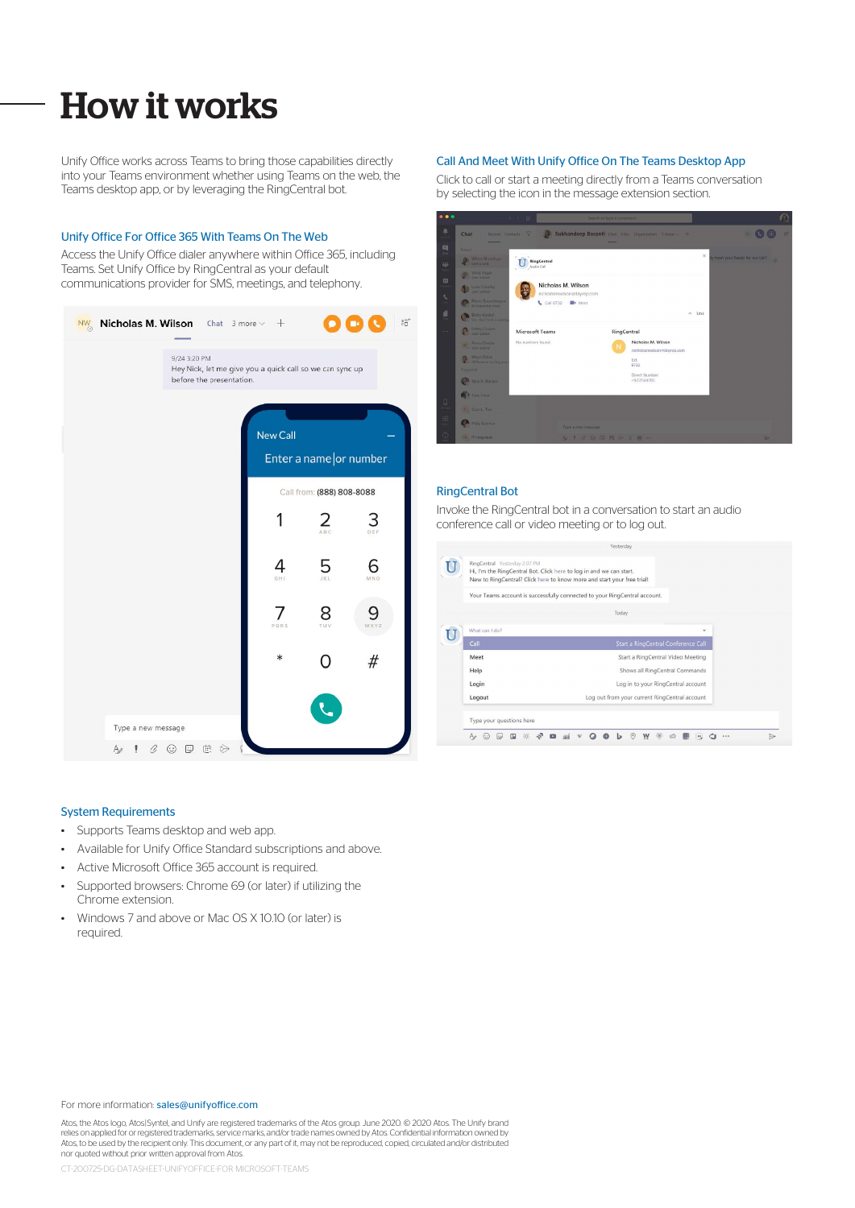# How it works

Unify Office works across Teams to bring those capabilities directly into your Teams environment whether using Teams on the web, the Teams desktop app, or by leveraging the RingCentral bot.

### Unify Office For Office 365 With Teams On The Web

Access the Unify Office dialer anywhere within Office 365, including Teams. Set Unify Office by RingCentral as your default communications provider for SMS, meetings, and telephony.

### Call And Meet With Unify Office On The Teams Desktop App

Click to call or start a meeting directly from a Teams conversation by selecting the icon in the message extension section.

### RingCentral Bot

Invoke the RingCentral bot in a conversation to start an audio conference call or video meeting or to log out.

### System Requirements

- Supports Teams desktop and web app.
- Available for Unify Office Standard subscriptions and above.
- Active Microsoft Office 365 account is required.
- Supported browsers: Chrome 69 (or later) if utilizing the Chrome extension.
- Windows 7 and above or Mac OS X 10.10 (or later) is required.

For more information: sales@unifyoffice.com

Atos, the Atos logo, Atos|Syntel, and Unify are registered trademarks of the Atos group. June 2020. © 2020 Atos. The Unify brand relies on applied for or registered trademarks, service marks, and/or trade names owned by Atos. Confidential information owned by Atos, to be used by the recipient only. This document, or any part of it, may not be reproduced, copied, circulated and/or distributed nor quoted without prior written approval from Atos.

CT-200725-DG-DATASHEET-UNIFYOFFICE-FOR MICROSOFT-TEAMS